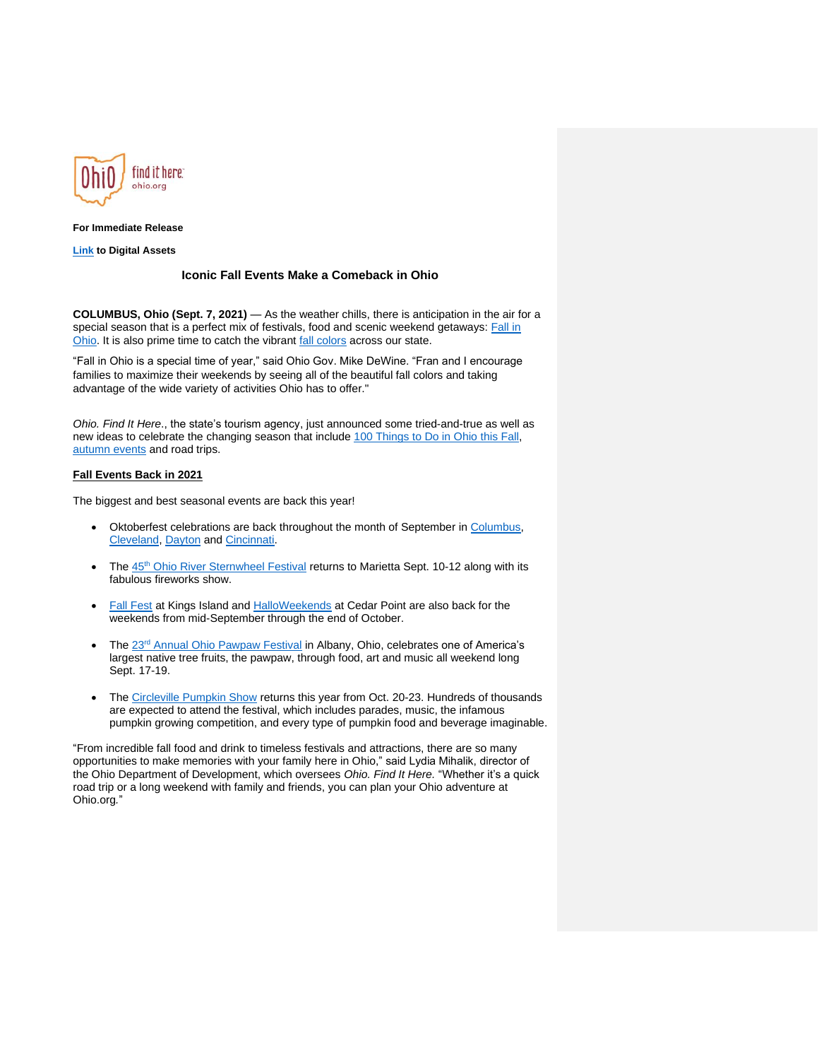**For Immediate Release**

**Link to Digital Assets**

## Iconic Fall Events Make a Comeback in Ohio

**COLUMBUS, Ohio (Sept. 7, 2021)** — As the weather chills, there is anticipation in the air for a special season that is a perfect mix of festivals, food and scenic weekend getaways: Fall in Ohio. It is also prime time to catch the vibrant fall colors across our state.

"Fall in Ohio is a special time of year," said Ohio Gov. Mike DeWine. "Fran and I encourage families to maximize their weekends by seeing all of the beautiful fall colors and taking advantage of the wide variety of activities Ohio has to offer."

*Ohio. Find It Here*., the state's tourism agency, just announced some tried-and-true as well as new ideas to celebrate the changing season that include 100 Things to Do in Ohio this Fall, autumn events and road trips.

**Fall Events Back in 2021**

The biggest and best seasonal events are back this year!

- Oktoberfest celebrations are back throughout the month of September in Columbus, Cleveland, Dayton and Cincinnati.
- The 45th Ohio River Sternwheel Festival returns to Marietta Sept. 10-12 along with its fabulous fireworks show.
- Fall Fest at Kings Island and HalloWeekends at Cedar Point are also back for the weekends from mid-September through the end of October.
- The 23rd Annual Ohio Pawpaw Festival in Albany, Ohio, celebrates one of America's largest native tree fruits, the pawpaw, through food, art and music all weekend long Sept. 17-19.
- The Circleville Pumpkin Show returns this year from Oct. 20-23. Hundreds of thousands are expected to attend the festival, which includes parades, music, the infamous pumpkin growing competition, and every type of pumpkin food and beverage imaginable.

"From incredible fall food and drink to timeless festivals and attractions, there are so many opportunities to make memories with your family here in Ohio," said Lydia Mihalik, director of the Ohio Department of Development, which oversees *Ohio. Find It Here.* "Whether it's a quick road trip or a long weekend with family and friends, you can plan your Ohio adventure at Ohio.org."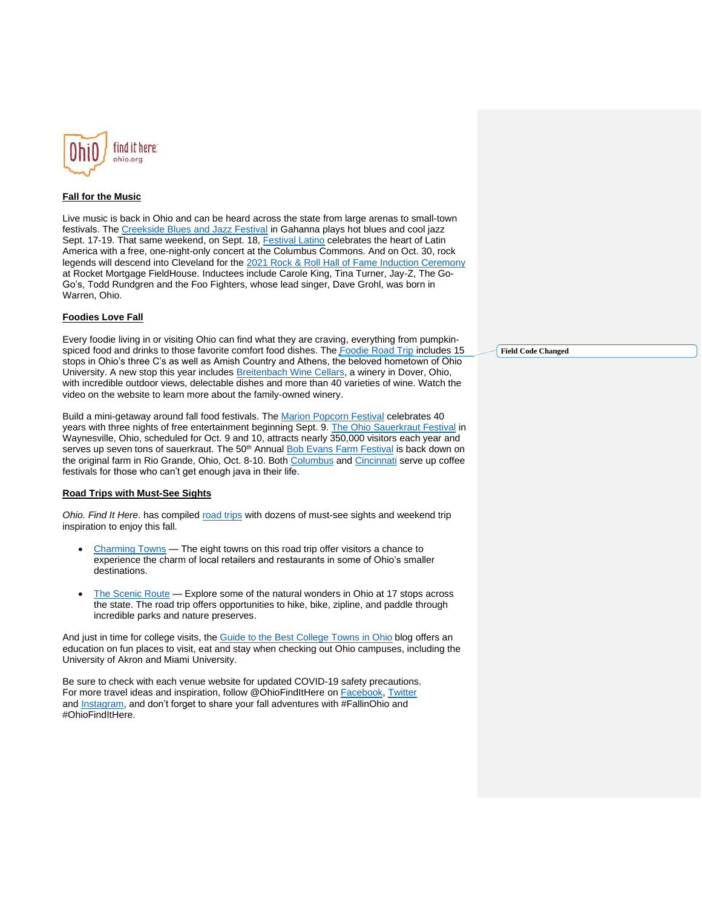## Fall for the Music

Live music is back in Ohio and can be heard across the state from large arenas to small-town festivals. The Creekside Blues and Jazz Festival in Gahanna plays hot blues and cool jazz Sept. 17-19. That same weekend, on Sept. 18, Festival Latino celebrates the heart of Latin America with a free, one-night-only concert at the Columbus Commons. And on Oct. 30, rock legends will descend into Cleveland for the 2021 Rock & Roll Hall of Fame Induction Ceremony at Rocket Mortgage FieldHouse. Inductees include Carole King, Tina Turner, Jay-Z, The Go-Go's, Todd Rundgren and the Foo Fighters, whose lead singer, Dave Grohl, was born in Warren, Ohio.

## Foodies Love Fall

Every foodie living in or visiting Ohio can find what they are craving, everything from pumpkin-spiced food and drinks to those favorite comfort food dishes. The Foodie Road Trip includes 15 stops in Ohio's three C's as well as Amish Country and Athens, the beloved hometown of Ohio University. A new stop this year includes Breitenbach Wine Cellars, a winery in Dover, Ohio, with incredible outdoor views, delectable dishes and more than 40 varieties of wine. Watch the video on the website to learn more about the family-owned winery.

Build a mini-getaway around fall food festivals. The Marion Popcorn Festival celebrates 40 years with three nights of free entertainment beginning Sept. 9. The Ohio Sauerkraut Festival in Waynesville, Ohio, scheduled for Oct. 9 and 10, attracts nearly 350,000 visitors each year and serves up seven tons of sauerkraut. The 50th Annual Bob Evans Farm Festival is back down on the original farm in Rio Grande, Ohio, Oct. 8-10. Both Columbus and Cincinnati serve up coffee festivals for those who can't get enough java in their life.

## Road Trips with Must-See Sights

*Ohio. Find It Here*. has compiled road trips with dozens of must-see sights and weekend trip inspiration to enjoy this fall.

- Charming Towns — The eight towns on this road trip offer visitors a chance to experience the charm of local retailers and restaurants in some of Ohio's smaller destinations.
- The Scenic Route — Explore some of the natural wonders in Ohio at 17 stops across the state. The road trip offers opportunities to hike, bike, zipline, and paddle through incredible parks and nature preserves.

And just in time for college visits, the Guide to the Best College Towns in Ohio blog offers an education on fun places to visit, eat and stay when checking out Ohio campuses, including the University of Akron and Miami University.

Be sure to check with each venue website for updated COVID-19 safety precautions. For more travel ideas and inspiration, follow @OhioFindItHere on Facebook, Twitter and Instagram, and don't forget to share your fall adventures with #FallinOhio and #OhioFindItHere.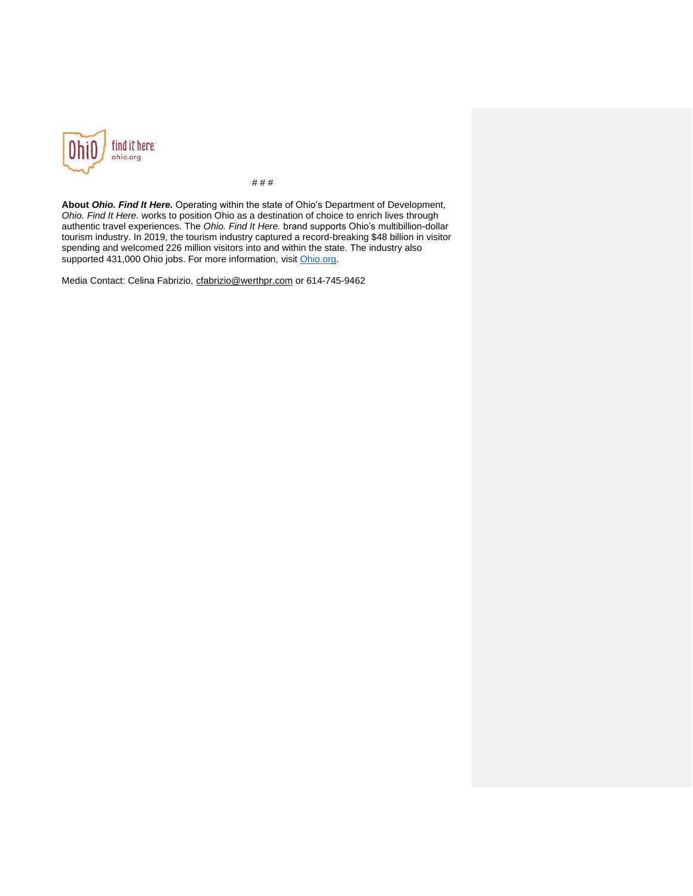# # #

**About *Ohio. Find It Here.*** Operating within the state of Ohio's Department of Development, *Ohio. Find It Here.* works to position Ohio as a destination of choice to enrich lives through authentic travel experiences. The *Ohio. Find It Here.* brand supports Ohio's multibillion-dollar tourism industry. In 2019, the tourism industry captured a record-breaking $48 billion in visitor spending and welcomed 226 million visitors into and within the state. The industry also supported 431,000 Ohio jobs. For more information, visit Ohio.org.

Media Contact: Celina Fabrizio, cfabrizio@werthpr.com or 614-745-9462